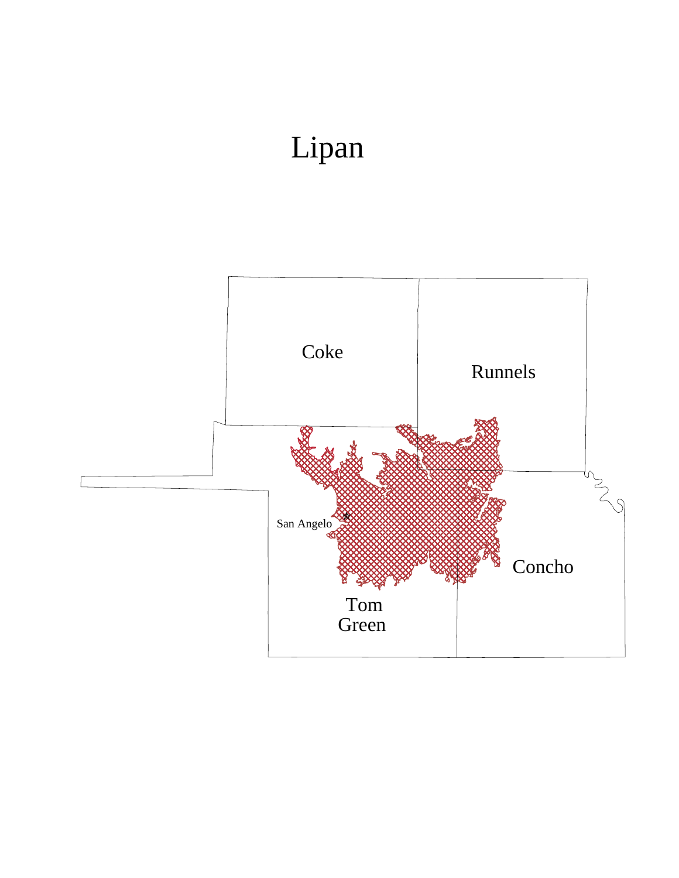# Lipan

Coke

Runnels

San Angelo

Concho

Tom Green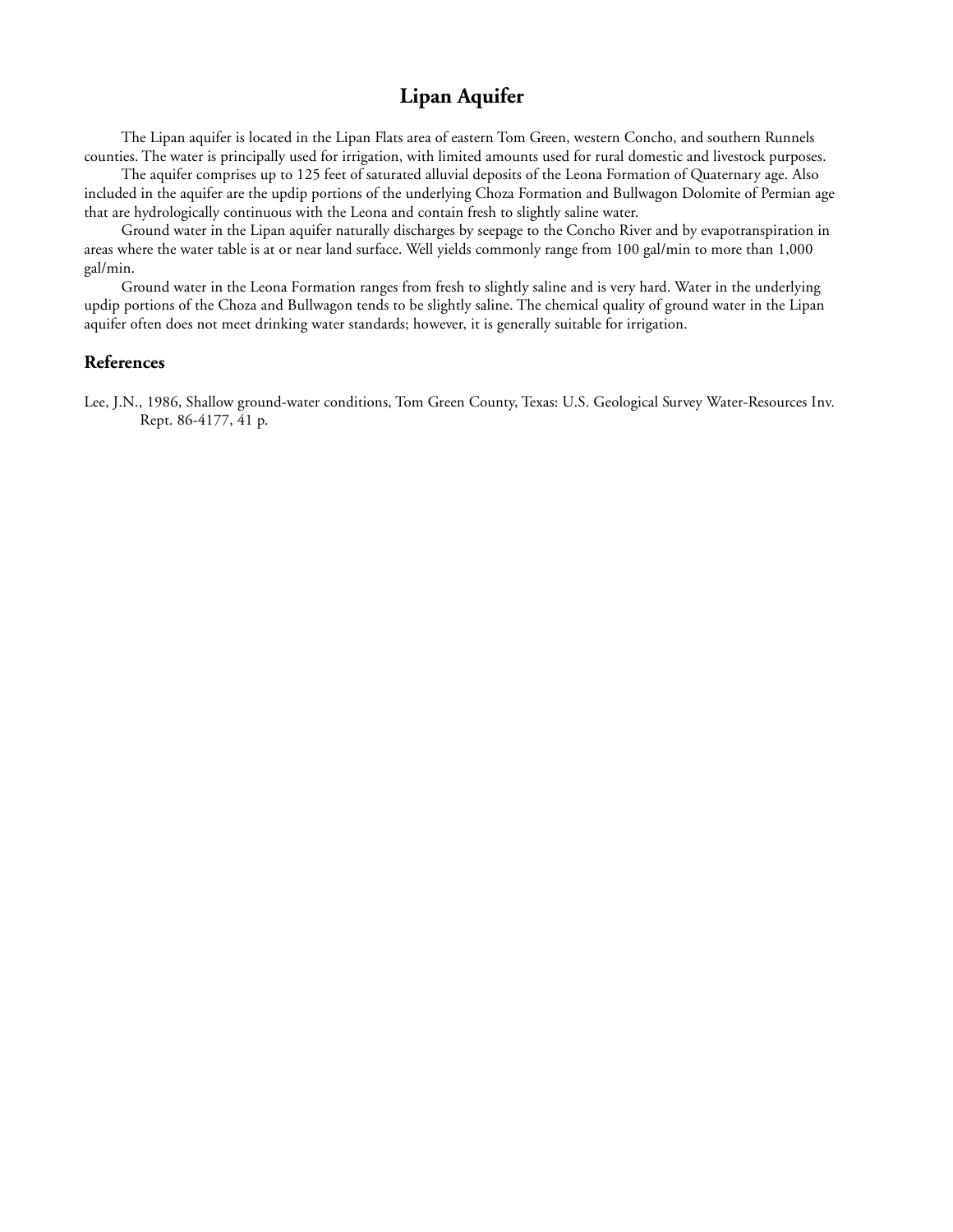# Lipan Aquifer

The Lipan aquifer is located in the Lipan Flats area of eastern Tom Green, western Concho, and southern Runnels counties. The water is principally used for irrigation, with limited amounts used for rural domestic and livestock purposes.

The aquifer comprises up to 125 feet of saturated alluvial deposits of the Leona Formation of Quaternary age. Also included in the aquifer are the updip portions of the underlying Choza Formation and Bullwagon Dolomite of Permian age that are hydrologically continuous with the Leona and contain fresh to slightly saline water.

Ground water in the Lipan aquifer naturally discharges by seepage to the Concho River and by evapotranspiration in areas where the water table is at or near land surface. Well yields commonly range from 100 gal/min to more than 1,000 gal/min.

Ground water in the Leona Formation ranges from fresh to slightly saline and is very hard. Water in the underlying updip portions of the Choza and Bullwagon tends to be slightly saline. The chemical quality of ground water in the Lipan aquifer often does not meet drinking water standards; however, it is generally suitable for irrigation.

## References

Lee, J.N., 1986, Shallow ground-water conditions, Tom Green County, Texas: U.S. Geological Survey Water-Resources Inv. Rept. 86-4177, 41 p.